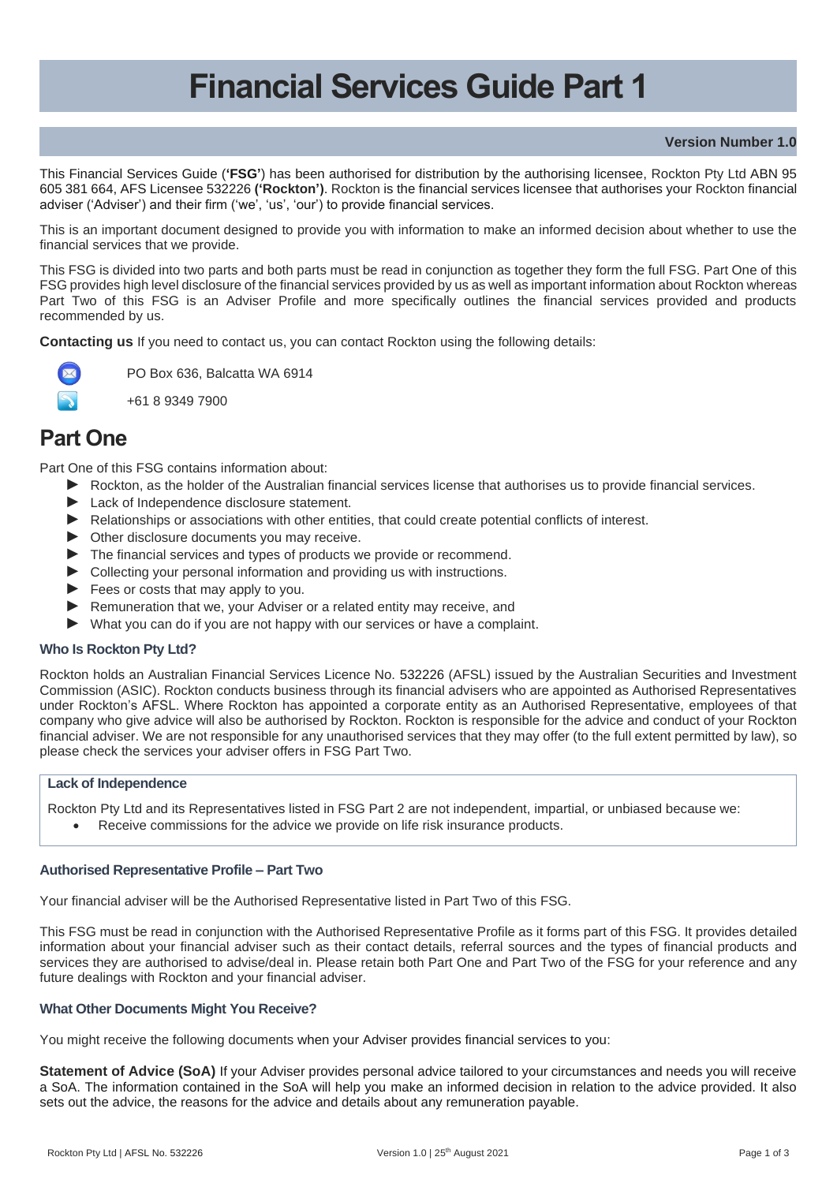# Financial Services Guide Part 1

**Version Number 1.0**

This Financial Services Guide (**'FSG'**) has been authorised for distribution by the authorising licensee, Rockton Pty Ltd ABN 95 605 381 664, AFS Licensee 532226 **('Rockton')**. Rockton is the financial services licensee that authorises your Rockton financial adviser ('Adviser') and their firm ('we', 'us', 'our') to provide financial services.

This is an important document designed to provide you with information to make an informed decision about whether to use the financial services that we provide.

This FSG is divided into two parts and both parts must be read in conjunction as together they form the full FSG. Part One of this FSG provides high level disclosure of the financial services provided by us as well as important information about Rockton whereas Part Two of this FSG is an Adviser Profile and more specifically outlines the financial services provided and products recommended by us.

**Contacting us** If you need to contact us, you can contact Rockton using the following details:

PO Box 636, Balcatta WA 6914

+61 8 9349 7900

## Part One

Part One of this FSG contains information about:

- Rockton, as the holder of the Australian financial services license that authorises us to provide financial services.
- Lack of Independence disclosure statement.
- Relationships or associations with other entities, that could create potential conflicts of interest.
- Other disclosure documents you may receive.
- The financial services and types of products we provide or recommend.
- Collecting your personal information and providing us with instructions.
- Fees or costs that may apply to you.
- Remuneration that we, your Adviser or a related entity may receive, and
- What you can do if you are not happy with our services or have a complaint.

### Who Is Rockton Pty Ltd?

Rockton holds an Australian Financial Services Licence No. 532226 (AFSL) issued by the Australian Securities and Investment Commission (ASIC). Rockton conducts business through its financial advisers who are appointed as Authorised Representatives under Rockton's AFSL. Where Rockton has appointed a corporate entity as an Authorised Representative, employees of that company who give advice will also be authorised by Rockton. Rockton is responsible for the advice and conduct of your Rockton financial adviser. We are not responsible for any unauthorised services that they may offer (to the full extent permitted by law), so please check the services your adviser offers in FSG Part Two.

### Lack of Independence

Rockton Pty Ltd and its Representatives listed in FSG Part 2 are not independent, impartial, or unbiased because we:

- Receive commissions for the advice we provide on life risk insurance products.

### Authorised Representative Profile – Part Two

Your financial adviser will be the Authorised Representative listed in Part Two of this FSG.

This FSG must be read in conjunction with the Authorised Representative Profile as it forms part of this FSG. It provides detailed information about your financial adviser such as their contact details, referral sources and the types of financial products and services they are authorised to advise/deal in. Please retain both Part One and Part Two of the FSG for your reference and any future dealings with Rockton and your financial adviser.

### What Other Documents Might You Receive?

You might receive the following documents when your Adviser provides financial services to you:

**Statement of Advice (SoA)** If your Adviser provides personal advice tailored to your circumstances and needs you will receive a SoA. The information contained in the SoA will help you make an informed decision in relation to the advice provided. It also sets out the advice, the reasons for the advice and details about any remuneration payable.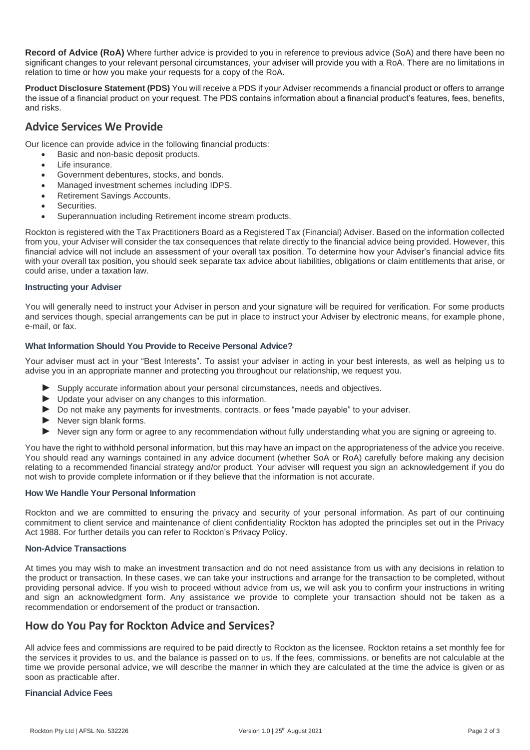**Record of Advice (RoA)** Where further advice is provided to you in reference to previous advice (SoA) and there have been no significant changes to your relevant personal circumstances, your adviser will provide you with a RoA. There are no limitations in relation to time or how you make your requests for a copy of the RoA.

**Product Disclosure Statement (PDS)** You will receive a PDS if your Adviser recommends a financial product or offers to arrange the issue of a financial product on your request. The PDS contains information about a financial product's features, fees, benefits, and risks.

## Advice Services We Provide

Our licence can provide advice in the following financial products:

- Basic and non-basic deposit products.
- Life insurance.
- Government debentures, stocks, and bonds.
- Managed investment schemes including IDPS.
- Retirement Savings Accounts.
- Securities.
- Superannuation including Retirement income stream products.

Rockton is registered with the Tax Practitioners Board as a Registered Tax (Financial) Adviser. Based on the information collected from you, your Adviser will consider the tax consequences that relate directly to the financial advice being provided. However, this financial advice will not include an assessment of your overall tax position. To determine how your Adviser's financial advice fits with your overall tax position, you should seek separate tax advice about liabilities, obligations or claim entitlements that arise, or could arise, under a taxation law.

### Instructing your Adviser

You will generally need to instruct your Adviser in person and your signature will be required for verification. For some products and services though, special arrangements can be put in place to instruct your Adviser by electronic means, for example phone, e-mail, or fax.

### What Information Should You Provide to Receive Personal Advice?

Your adviser must act in your "Best Interests". To assist your adviser in acting in your best interests, as well as helping us to advise you in an appropriate manner and protecting you throughout our relationship, we request you.

- Supply accurate information about your personal circumstances, needs and objectives.
- Update your adviser on any changes to this information.
- Do not make any payments for investments, contracts, or fees "made payable" to your adviser.
- Never sign blank forms.
- Never sign any form or agree to any recommendation without fully understanding what you are signing or agreeing to.

You have the right to withhold personal information, but this may have an impact on the appropriateness of the advice you receive. You should read any warnings contained in any advice document (whether SoA or RoA) carefully before making any decision relating to a recommended financial strategy and/or product. Your adviser will request you sign an acknowledgement if you do not wish to provide complete information or if they believe that the information is not accurate.

### How We Handle Your Personal Information

Rockton and we are committed to ensuring the privacy and security of your personal information. As part of our continuing commitment to client service and maintenance of client confidentiality Rockton has adopted the principles set out in the Privacy Act 1988. For further details you can refer to Rockton's Privacy Policy.

### Non-Advice Transactions

At times you may wish to make an investment transaction and do not need assistance from us with any decisions in relation to the product or transaction. In these cases, we can take your instructions and arrange for the transaction to be completed, without providing personal advice. If you wish to proceed without advice from us, we will ask you to confirm your instructions in writing and sign an acknowledgment form. Any assistance we provide to complete your transaction should not be taken as a recommendation or endorsement of the product or transaction.

## How do You Pay for Rockton Advice and Services?

All advice fees and commissions are required to be paid directly to Rockton as the licensee. Rockton retains a set monthly fee for the services it provides to us, and the balance is passed on to us. If the fees, commissions, or benefits are not calculable at the time we provide personal advice, we will describe the manner in which they are calculated at the time the advice is given or as soon as practicable after.

### Financial Advice Fees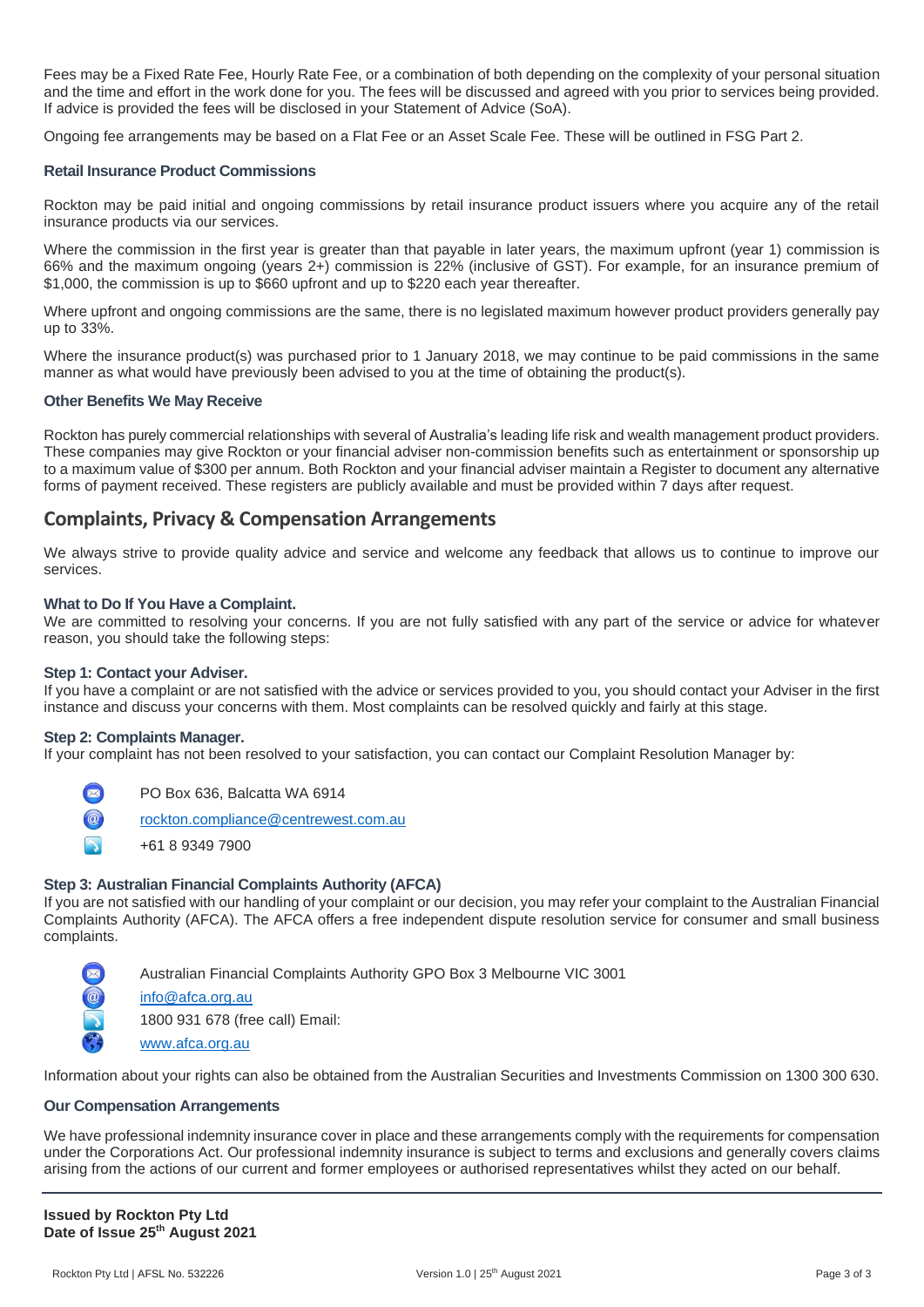Fees may be a Fixed Rate Fee, Hourly Rate Fee, or a combination of both depending on the complexity of your personal situation and the time and effort in the work done for you. The fees will be discussed and agreed with you prior to services being provided. If advice is provided the fees will be disclosed in your Statement of Advice (SoA).

Ongoing fee arrangements may be based on a Flat Fee or an Asset Scale Fee. These will be outlined in FSG Part 2.

### Retail Insurance Product Commissions

Rockton may be paid initial and ongoing commissions by retail insurance product issuers where you acquire any of the retail insurance products via our services.

Where the commission in the first year is greater than that payable in later years, the maximum upfront (year 1) commission is 66% and the maximum ongoing (years 2+) commission is 22% (inclusive of GST). For example, for an insurance premium of $1,000, the commission is up to $660 upfront and up to $220 each year thereafter.

Where upfront and ongoing commissions are the same, there is no legislated maximum however product providers generally pay up to 33%.

Where the insurance product(s) was purchased prior to 1 January 2018, we may continue to be paid commissions in the same manner as what would have previously been advised to you at the time of obtaining the product(s).

### Other Benefits We May Receive

Rockton has purely commercial relationships with several of Australia's leading life risk and wealth management product providers. These companies may give Rockton or your financial adviser non-commission benefits such as entertainment or sponsorship up to a maximum value of $300 per annum. Both Rockton and your financial adviser maintain a Register to document any alternative forms of payment received. These registers are publicly available and must be provided within 7 days after request.

## Complaints, Privacy & Compensation Arrangements

We always strive to provide quality advice and service and welcome any feedback that allows us to continue to improve our services.

### What to Do If You Have a Complaint.

We are committed to resolving your concerns. If you are not fully satisfied with any part of the service or advice for whatever reason, you should take the following steps:

**Step 1: Contact your Adviser.**
If you have a complaint or are not satisfied with the advice or services provided to you, you should contact your Adviser in the first instance and discuss your concerns with them. Most complaints can be resolved quickly and fairly at this stage.

**Step 2: Complaints Manager.**
If your complaint has not been resolved to your satisfaction, you can contact our Complaint Resolution Manager by:

PO Box 636, Balcatta WA 6914

rockton.compliance@centrewest.com.au

+61 8 9349 7900

**Step 3: Australian Financial Complaints Authority (AFCA)**
If you are not satisfied with our handling of your complaint or our decision, you may refer your complaint to the Australian Financial Complaints Authority (AFCA). The AFCA offers a free independent dispute resolution service for consumer and small business complaints.

Australian Financial Complaints Authority GPO Box 3 Melbourne VIC 3001

info@afca.org.au

1800 931 678 (free call) Email:

www.afca.org.au

Information about your rights can also be obtained from the Australian Securities and Investments Commission on 1300 300 630.

### Our Compensation Arrangements

We have professional indemnity insurance cover in place and these arrangements comply with the requirements for compensation under the Corporations Act. Our professional indemnity insurance is subject to terms and exclusions and generally covers claims arising from the actions of our current and former employees or authorised representatives whilst they acted on our behalf.

**Issued by Rockton Pty Ltd**
**Date of Issue 25th August 2021**